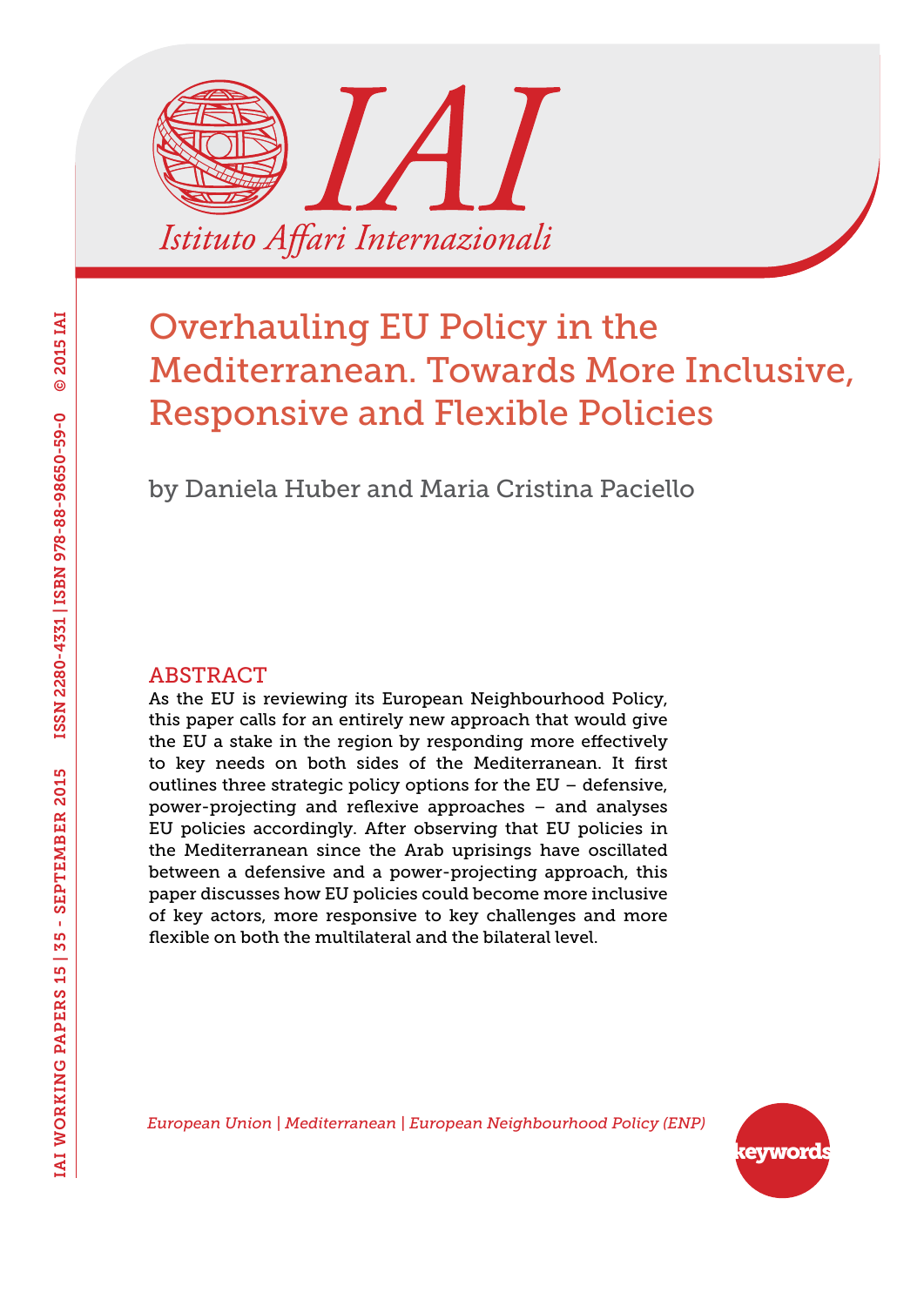# Overhauling EU Policy in the Mediterranean. Towards More Inclusive, Responsive and Flexible Policies

by Daniela Huber and Maria Cristina Paciello

## ABSTRACT

As the EU is reviewing its European Neighbourhood Policy, this paper calls for an entirely new approach that would give the EU a stake in the region by responding more effectively to key needs on both sides of the Mediterranean. It first outlines three strategic policy options for the EU – defensive, power-projecting and reflexive approaches – and analyses EU policies accordingly. After observing that EU policies in the Mediterranean since the Arab uprisings have oscillated between a defensive and a power-projecting approach, this paper discusses how EU policies could become more inclusive of key actors, more responsive to key challenges and more flexible on both the multilateral and the bilateral level.

*European Union | Mediterranean | European Neighbourhood Policy (ENP)*

keywords

IAI WORKING PAPERS 15 | 35 - SEPTEMBER 2015 ISSN 2280-4331 | ISBN 978-88-98650-59-0 © 2015 IAI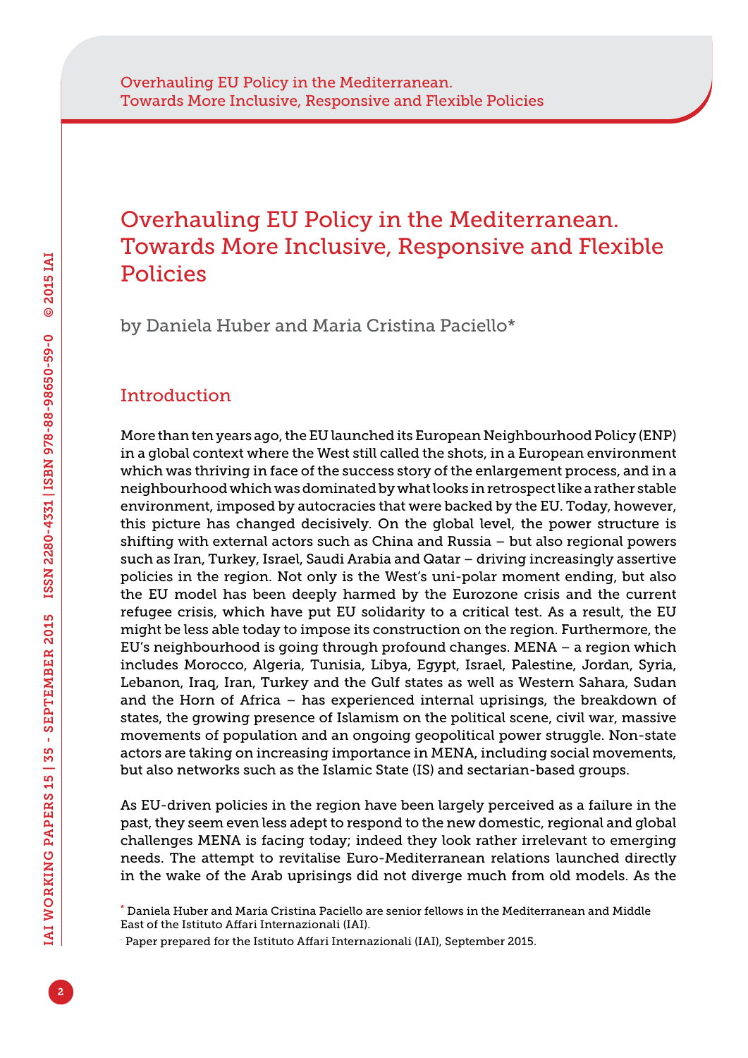# Overhauling EU Policy in the Mediterranean. Towards More Inclusive, Responsive and Flexible Policies

by Daniela Huber and Maria Cristina Paciello*

## Introduction

More than ten years ago, the EU launched its European Neighbourhood Policy (ENP) in a global context where the West still called the shots, in a European environment which was thriving in face of the success story of the enlargement process, and in a neighbourhood which was dominated by what looks in retrospect like a rather stable environment, imposed by autocracies that were backed by the EU. Today, however, this picture has changed decisively. On the global level, the power structure is shifting with external actors such as China and Russia – but also regional powers such as Iran, Turkey, Israel, Saudi Arabia and Qatar – driving increasingly assertive policies in the region. Not only is the West's uni-polar moment ending, but also the EU model has been deeply harmed by the Eurozone crisis and the current refugee crisis, which have put EU solidarity to a critical test. As a result, the EU might be less able today to impose its construction on the region. Furthermore, the EU's neighbourhood is going through profound changes. MENA – a region which includes Morocco, Algeria, Tunisia, Libya, Egypt, Israel, Palestine, Jordan, Syria, Lebanon, Iraq, Iran, Turkey and the Gulf states as well as Western Sahara, Sudan and the Horn of Africa – has experienced internal uprisings, the breakdown of states, the growing presence of Islamism on the political scene, civil war, massive movements of population and an ongoing geopolitical power struggle. Non-state actors are taking on increasing importance in MENA, including social movements, but also networks such as the Islamic State (IS) and sectarian-based groups.

As EU-driven policies in the region have been largely perceived as a failure in the past, they seem even less adept to respond to the new domestic, regional and global challenges MENA is facing today; indeed they look rather irrelevant to emerging needs. The attempt to revitalise Euro-Mediterranean relations launched directly in the wake of the Arab uprisings did not diverge much from old models. As the

* Daniela Huber and Maria Cristina Paciello are senior fellows in the Mediterranean and Middle East of the Istituto Affari Internazionali (IAI).

. Paper prepared for the Istituto Affari Internazionali (IAI), September 2015.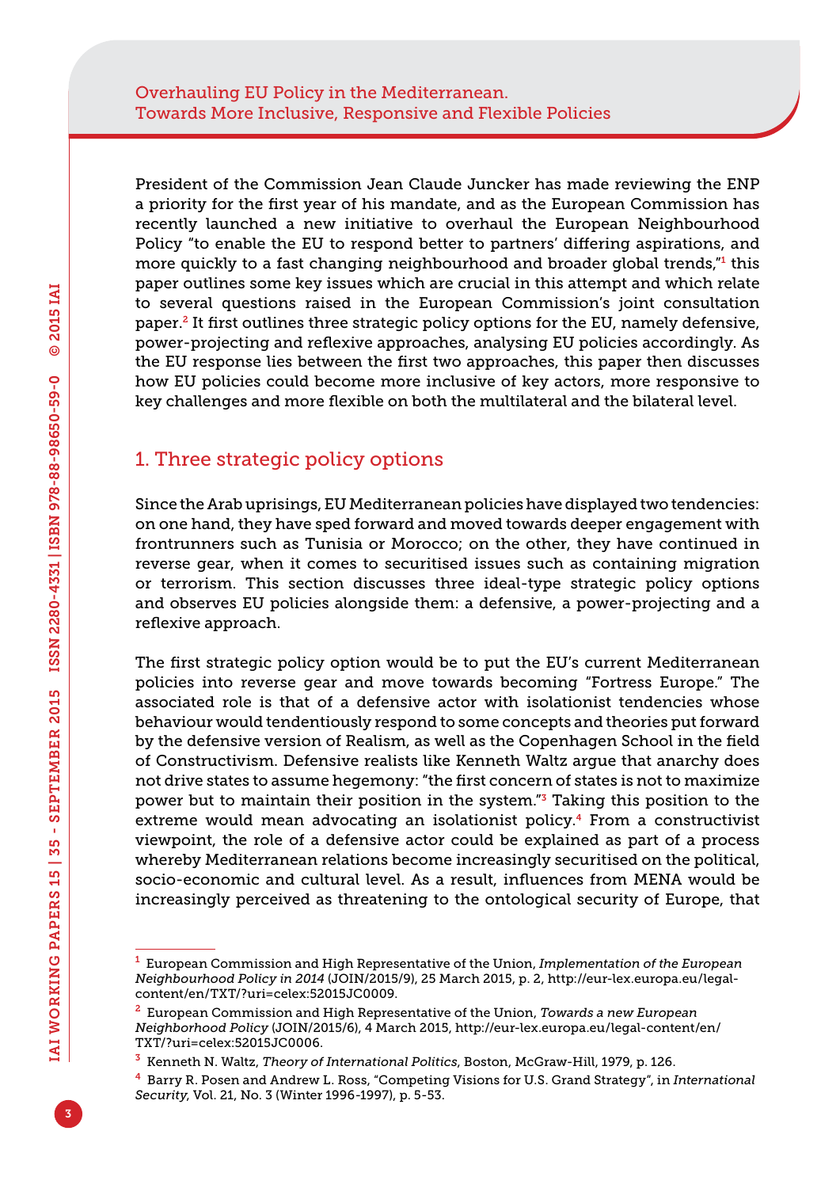President of the Commission Jean Claude Juncker has made reviewing the ENP a priority for the first year of his mandate, and as the European Commission has recently launched a new initiative to overhaul the European Neighbourhood Policy "to enable the EU to respond better to partners' differing aspirations, and more quickly to a fast changing neighbourhood and broader global trends,"[1] this paper outlines some key issues which are crucial in this attempt and which relate to several questions raised in the European Commission's joint consultation paper.[2] It first outlines three strategic policy options for the EU, namely defensive, power-projecting and reflexive approaches, analysing EU policies accordingly. As the EU response lies between the first two approaches, this paper then discusses how EU policies could become more inclusive of key actors, more responsive to key challenges and more flexible on both the multilateral and the bilateral level.

## 1. Three strategic policy options

Since the Arab uprisings, EU Mediterranean policies have displayed two tendencies: on one hand, they have sped forward and moved towards deeper engagement with frontrunners such as Tunisia or Morocco; on the other, they have continued in reverse gear, when it comes to securitised issues such as containing migration or terrorism. This section discusses three ideal-type strategic policy options and observes EU policies alongside them: a defensive, a power-projecting and a reflexive approach.

The first strategic policy option would be to put the EU's current Mediterranean policies into reverse gear and move towards becoming "Fortress Europe." The associated role is that of a defensive actor with isolationist tendencies whose behaviour would tendentiously respond to some concepts and theories put forward by the defensive version of Realism, as well as the Copenhagen School in the field of Constructivism. Defensive realists like Kenneth Waltz argue that anarchy does not drive states to assume hegemony: "the first concern of states is not to maximize power but to maintain their position in the system."[3] Taking this position to the extreme would mean advocating an isolationist policy.[4] From a constructivist viewpoint, the role of a defensive actor could be explained as part of a process whereby Mediterranean relations become increasingly securitised on the political, socio-economic and cultural level. As a result, influences from MENA would be increasingly perceived as threatening to the ontological security of Europe, that

---

[1] European Commission and High Representative of the Union, *Implementation of the European Neighbourhood Policy in 2014* (JOIN/2015/9), 25 March 2015, p. 2, http://eur-lex.europa.eu/legal-content/en/TXT/?uri=celex:52015JC0009.

[2] European Commission and High Representative of the Union, *Towards a new European Neighborhood Policy* (JOIN/2015/6), 4 March 2015, http://eur-lex.europa.eu/legal-content/en/TXT/?uri=celex:52015JC0006.

[3] Kenneth N. Waltz, *Theory of International Politics*, Boston, McGraw-Hill, 1979, p. 126.

[4] Barry R. Posen and Andrew L. Ross, "Competing Visions for U.S. Grand Strategy", in *International Security*, Vol. 21, No. 3 (Winter 1996-1997), p. 5-53.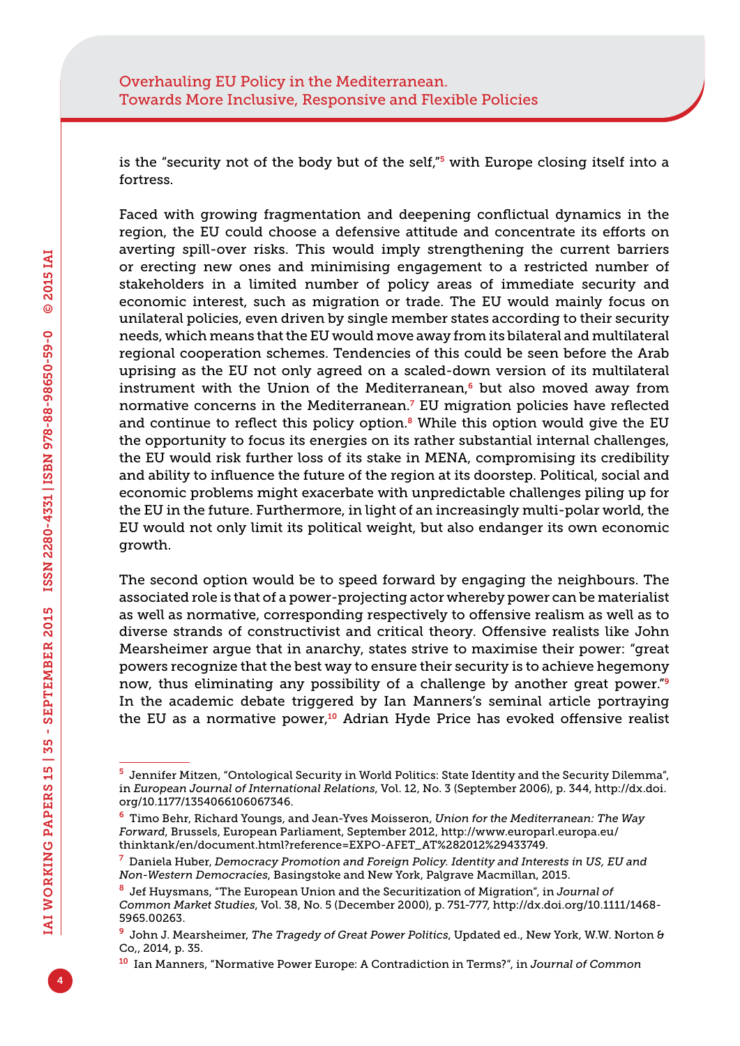is the "security not of the body but of the self,"[5] with Europe closing itself into a fortress.

Faced with growing fragmentation and deepening conflictual dynamics in the region, the EU could choose a defensive attitude and concentrate its efforts on averting spill-over risks. This would imply strengthening the current barriers or erecting new ones and minimising engagement to a restricted number of stakeholders in a limited number of policy areas of immediate security and economic interest, such as migration or trade. The EU would mainly focus on unilateral policies, even driven by single member states according to their security needs, which means that the EU would move away from its bilateral and multilateral regional cooperation schemes. Tendencies of this could be seen before the Arab uprising as the EU not only agreed on a scaled-down version of its multilateral instrument with the Union of the Mediterranean,[6] but also moved away from normative concerns in the Mediterranean.[7] EU migration policies have reflected and continue to reflect this policy option.[8] While this option would give the EU the opportunity to focus its energies on its rather substantial internal challenges, the EU would risk further loss of its stake in MENA, compromising its credibility and ability to influence the future of the region at its doorstep. Political, social and economic problems might exacerbate with unpredictable challenges piling up for the EU in the future. Furthermore, in light of an increasingly multi-polar world, the EU would not only limit its political weight, but also endanger its own economic growth.

The second option would be to speed forward by engaging the neighbours. The associated role is that of a power-projecting actor whereby power can be materialist as well as normative, corresponding respectively to offensive realism as well as to diverse strands of constructivist and critical theory. Offensive realists like John Mearsheimer argue that in anarchy, states strive to maximise their power: "great powers recognize that the best way to ensure their security is to achieve hegemony now, thus eliminating any possibility of a challenge by another great power."[9] In the academic debate triggered by Ian Manners's seminal article portraying the EU as a normative power,[10] Adrian Hyde Price has evoked offensive realist

---

[5] Jennifer Mitzen, "Ontological Security in World Politics: State Identity and the Security Dilemma", in *European Journal of International Relations*, Vol. 12, No. 3 (September 2006), p. 344, http://dx.doi.org/10.1177/1354066106067346.

[6] Timo Behr, Richard Youngs, and Jean-Yves Moisseron, *Union for the Mediterranean: The Way Forward*, Brussels, European Parliament, September 2012, http://www.europarl.europa.eu/thinktank/en/document.html?reference=EXPO-AFET_AT%282012%29433749.

[7] Daniela Huber, *Democracy Promotion and Foreign Policy. Identity and Interests in US, EU and Non-Western Democracies*, Basingstoke and New York, Palgrave Macmillan, 2015.

[8] Jef Huysmans, "The European Union and the Securitization of Migration", in *Journal of Common Market Studies*, Vol. 38, No. 5 (December 2000), p. 751-777, http://dx.doi.org/10.1111/1468-5965.00263.

[9] John J. Mearsheimer, *The Tragedy of Great Power Politics*, Updated ed., New York, W.W. Norton & Co,, 2014, p. 35.

[10] Ian Manners, "Normative Power Europe: A Contradiction in Terms?", in *Journal of Common*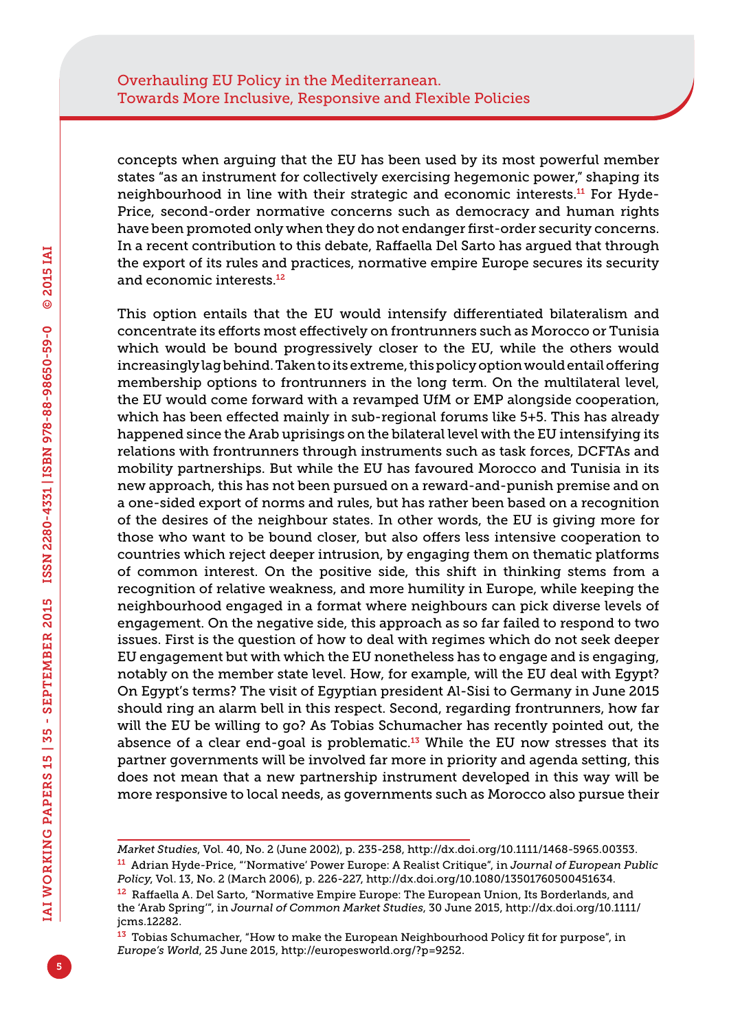concepts when arguing that the EU has been used by its most powerful member states "as an instrument for collectively exercising hegemonic power," shaping its neighbourhood in line with their strategic and economic interests.[11] For Hyde-Price, second-order normative concerns such as democracy and human rights have been promoted only when they do not endanger first-order security concerns. In a recent contribution to this debate, Raffaella Del Sarto has argued that through the export of its rules and practices, normative empire Europe secures its security and economic interests.[12]

This option entails that the EU would intensify differentiated bilateralism and concentrate its efforts most effectively on frontrunners such as Morocco or Tunisia which would be bound progressively closer to the EU, while the others would increasingly lag behind. Taken to its extreme, this policy option would entail offering membership options to frontrunners in the long term. On the multilateral level, the EU would come forward with a revamped UfM or EMP alongside cooperation, which has been effected mainly in sub-regional forums like 5+5. This has already happened since the Arab uprisings on the bilateral level with the EU intensifying its relations with frontrunners through instruments such as task forces, DCFTAs and mobility partnerships. But while the EU has favoured Morocco and Tunisia in its new approach, this has not been pursued on a reward-and-punish premise and on a one-sided export of norms and rules, but has rather been based on a recognition of the desires of the neighbour states. In other words, the EU is giving more for those who want to be bound closer, but also offers less intensive cooperation to countries which reject deeper intrusion, by engaging them on thematic platforms of common interest. On the positive side, this shift in thinking stems from a recognition of relative weakness, and more humility in Europe, while keeping the neighbourhood engaged in a format where neighbours can pick diverse levels of engagement. On the negative side, this approach as so far failed to respond to two issues. First is the question of how to deal with regimes which do not seek deeper EU engagement but with which the EU nonetheless has to engage and is engaging, notably on the member state level. How, for example, will the EU deal with Egypt? On Egypt's terms? The visit of Egyptian president Al-Sisi to Germany in June 2015 should ring an alarm bell in this respect. Second, regarding frontrunners, how far will the EU be willing to go? As Tobias Schumacher has recently pointed out, the absence of a clear end-goal is problematic.[13] While the EU now stresses that its partner governments will be involved far more in priority and agenda setting, this does not mean that a new partnership instrument developed in this way will be more responsive to local needs, as governments such as Morocco also pursue their

---

*Market Studies*, Vol. 40, No. 2 (June 2002), p. 235-258, http://dx.doi.org/10.1111/1468-5965.00353.

[11] Adrian Hyde-Price, "'Normative' Power Europe: A Realist Critique", in *Journal of European Public Policy*, Vol. 13, No. 2 (March 2006), p. 226-227, http://dx.doi.org/10.1080/13501760500451634.

[12] Raffaella A. Del Sarto, "Normative Empire Europe: The European Union, Its Borderlands, and the 'Arab Spring'", in *Journal of Common Market Studies*, 30 June 2015, http://dx.doi.org/10.1111/jcms.12282.

[13] Tobias Schumacher, "How to make the European Neighbourhood Policy fit for purpose", in *Europe's World*, 25 June 2015, http://europesworld.org/?p=9252.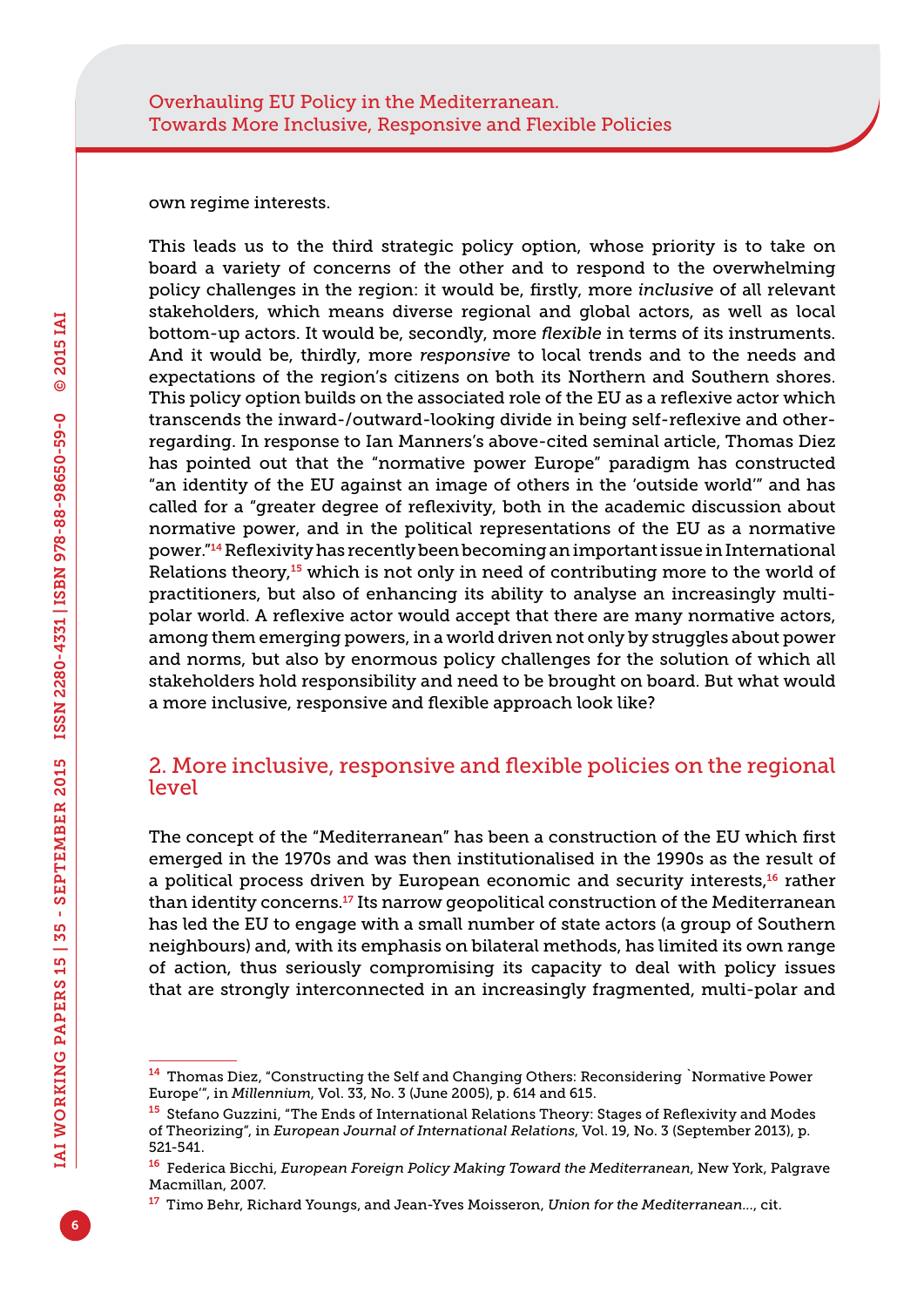own regime interests.

This leads us to the third strategic policy option, whose priority is to take on board a variety of concerns of the other and to respond to the overwhelming policy challenges in the region: it would be, firstly, more *inclusive* of all relevant stakeholders, which means diverse regional and global actors, as well as local bottom-up actors. It would be, secondly, more *flexible* in terms of its instruments. And it would be, thirdly, more *responsive* to local trends and to the needs and expectations of the region's citizens on both its Northern and Southern shores. This policy option builds on the associated role of the EU as a reflexive actor which transcends the inward-/outward-looking divide in being self-reflexive and other-regarding. In response to Ian Manners's above-cited seminal article, Thomas Diez has pointed out that the "normative power Europe" paradigm has constructed "an identity of the EU against an image of others in the 'outside world'" and has called for a "greater degree of reflexivity, both in the academic discussion about normative power, and in the political representations of the EU as a normative power."[14] Reflexivity has recently been becoming an important issue in International Relations theory,[15] which is not only in need of contributing more to the world of practitioners, but also of enhancing its ability to analyse an increasingly multi-polar world. A reflexive actor would accept that there are many normative actors, among them emerging powers, in a world driven not only by struggles about power and norms, but also by enormous policy challenges for the solution of which all stakeholders hold responsibility and need to be brought on board. But what would a more inclusive, responsive and flexible approach look like?

## 2. More inclusive, responsive and flexible policies on the regional level

The concept of the "Mediterranean" has been a construction of the EU which first emerged in the 1970s and was then institutionalised in the 1990s as the result of a political process driven by European economic and security interests,[16] rather than identity concerns.[17] Its narrow geopolitical construction of the Mediterranean has led the EU to engage with a small number of state actors (a group of Southern neighbours) and, with its emphasis on bilateral methods, has limited its own range of action, thus seriously compromising its capacity to deal with policy issues that are strongly interconnected in an increasingly fragmented, multi-polar and

[14] Thomas Diez, "Constructing the Self and Changing Others: Reconsidering `Normative Power Europe'", in *Millennium*, Vol. 33, No. 3 (June 2005), p. 614 and 615.

[15] Stefano Guzzini, "The Ends of International Relations Theory: Stages of Reflexivity and Modes of Theorizing", in *European Journal of International Relations*, Vol. 19, No. 3 (September 2013), p. 521-541.

[16] Federica Bicchi, *European Foreign Policy Making Toward the Mediterranean*, New York, Palgrave Macmillan, 2007.

[17] Timo Behr, Richard Youngs, and Jean-Yves Moisseron, *Union for the Mediterranean...*, cit.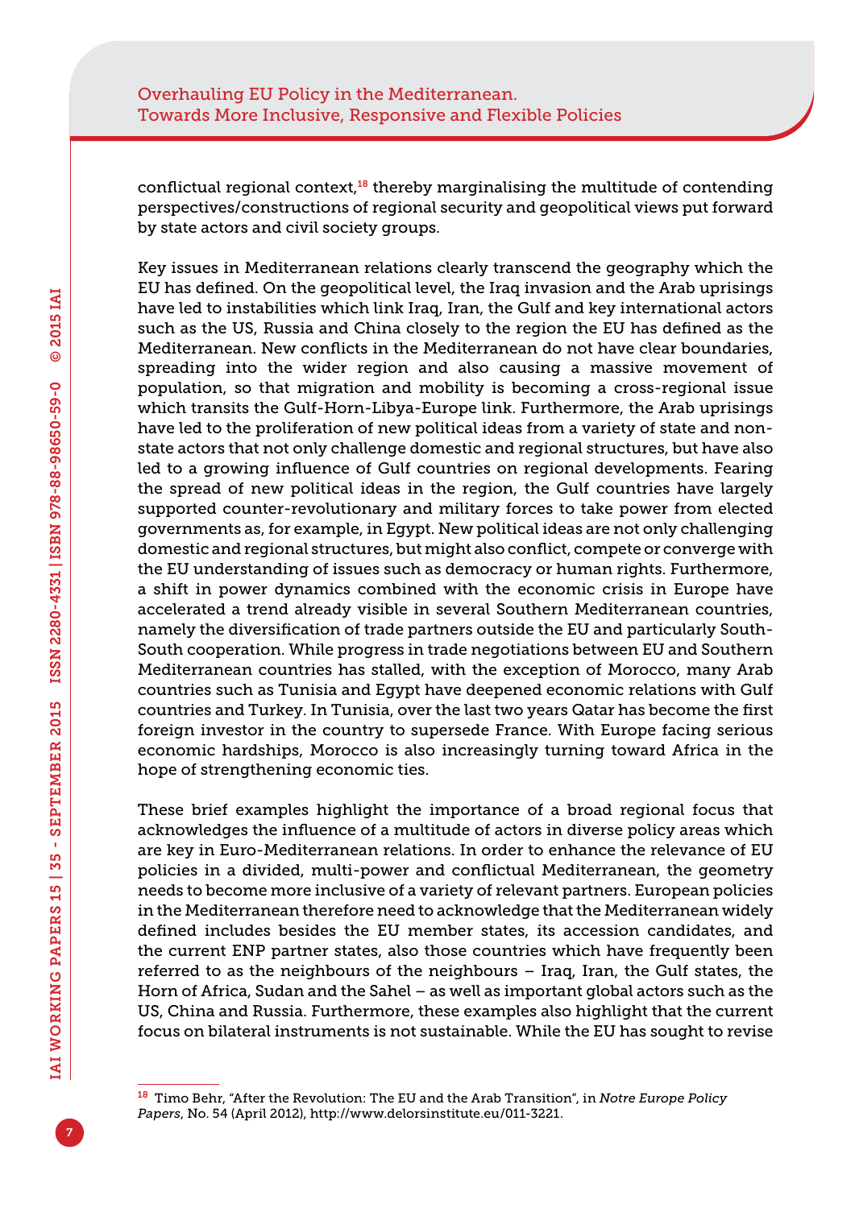conflictual regional context,[18] thereby marginalising the multitude of contending perspectives/constructions of regional security and geopolitical views put forward by state actors and civil society groups.

Key issues in Mediterranean relations clearly transcend the geography which the EU has defined. On the geopolitical level, the Iraq invasion and the Arab uprisings have led to instabilities which link Iraq, Iran, the Gulf and key international actors such as the US, Russia and China closely to the region the EU has defined as the Mediterranean. New conflicts in the Mediterranean do not have clear boundaries, spreading into the wider region and also causing a massive movement of population, so that migration and mobility is becoming a cross-regional issue which transits the Gulf-Horn-Libya-Europe link. Furthermore, the Arab uprisings have led to the proliferation of new political ideas from a variety of state and non-state actors that not only challenge domestic and regional structures, but have also led to a growing influence of Gulf countries on regional developments. Fearing the spread of new political ideas in the region, the Gulf countries have largely supported counter-revolutionary and military forces to take power from elected governments as, for example, in Egypt. New political ideas are not only challenging domestic and regional structures, but might also conflict, compete or converge with the EU understanding of issues such as democracy or human rights. Furthermore, a shift in power dynamics combined with the economic crisis in Europe have accelerated a trend already visible in several Southern Mediterranean countries, namely the diversification of trade partners outside the EU and particularly South-South cooperation. While progress in trade negotiations between EU and Southern Mediterranean countries has stalled, with the exception of Morocco, many Arab countries such as Tunisia and Egypt have deepened economic relations with Gulf countries and Turkey. In Tunisia, over the last two years Qatar has become the first foreign investor in the country to supersede France. With Europe facing serious economic hardships, Morocco is also increasingly turning toward Africa in the hope of strengthening economic ties.

These brief examples highlight the importance of a broad regional focus that acknowledges the influence of a multitude of actors in diverse policy areas which are key in Euro-Mediterranean relations. In order to enhance the relevance of EU policies in a divided, multi-power and conflictual Mediterranean, the geometry needs to become more inclusive of a variety of relevant partners. European policies in the Mediterranean therefore need to acknowledge that the Mediterranean widely defined includes besides the EU member states, its accession candidates, and the current ENP partner states, also those countries which have frequently been referred to as the neighbours of the neighbours – Iraq, Iran, the Gulf states, the Horn of Africa, Sudan and the Sahel – as well as important global actors such as the US, China and Russia. Furthermore, these examples also highlight that the current focus on bilateral instruments is not sustainable. While the EU has sought to revise

[18] Timo Behr, "After the Revolution: The EU and the Arab Transition", in *Notre Europe Policy Papers*, No. 54 (April 2012), http://www.delorsinstitute.eu/011-3221.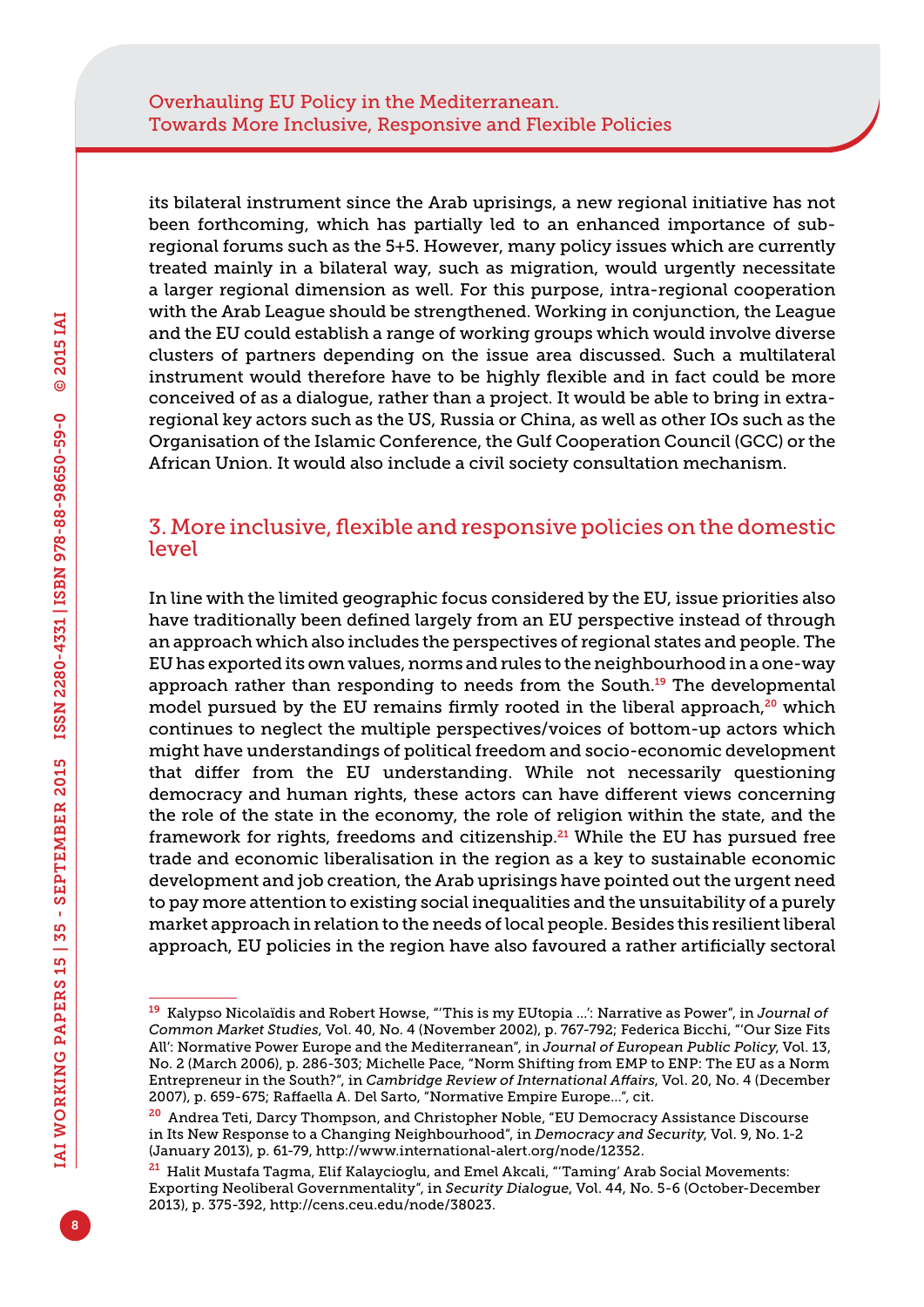its bilateral instrument since the Arab uprisings, a new regional initiative has not been forthcoming, which has partially led to an enhanced importance of sub-regional forums such as the 5+5. However, many policy issues which are currently treated mainly in a bilateral way, such as migration, would urgently necessitate a larger regional dimension as well. For this purpose, intra-regional cooperation with the Arab League should be strengthened. Working in conjunction, the League and the EU could establish a range of working groups which would involve diverse clusters of partners depending on the issue area discussed. Such a multilateral instrument would therefore have to be highly flexible and in fact could be more conceived of as a dialogue, rather than a project. It would be able to bring in extra-regional key actors such as the US, Russia or China, as well as other IOs such as the Organisation of the Islamic Conference, the Gulf Cooperation Council (GCC) or the African Union. It would also include a civil society consultation mechanism.

## 3. More inclusive, flexible and responsive policies on the domestic level

In line with the limited geographic focus considered by the EU, issue priorities also have traditionally been defined largely from an EU perspective instead of through an approach which also includes the perspectives of regional states and people. The EU has exported its own values, norms and rules to the neighbourhood in a one-way approach rather than responding to needs from the South.[19] The developmental model pursued by the EU remains firmly rooted in the liberal approach,[20] which continues to neglect the multiple perspectives/voices of bottom-up actors which might have understandings of political freedom and socio-economic development that differ from the EU understanding. While not necessarily questioning democracy and human rights, these actors can have different views concerning the role of the state in the economy, the role of religion within the state, and the framework for rights, freedoms and citizenship.[21] While the EU has pursued free trade and economic liberalisation in the region as a key to sustainable economic development and job creation, the Arab uprisings have pointed out the urgent need to pay more attention to existing social inequalities and the unsuitability of a purely market approach in relation to the needs of local people. Besides this resilient liberal approach, EU policies in the region have also favoured a rather artificially sectoral

---

[19] Kalypso Nicolaïdis and Robert Howse, "'This is my EUtopia ...': Narrative as Power", in *Journal of Common Market Studies*, Vol. 40, No. 4 (November 2002), p. 767-792; Federica Bicchi, "'Our Size Fits All': Normative Power Europe and the Mediterranean", in *Journal of European Public Policy*, Vol. 13, No. 2 (March 2006), p. 286-303; Michelle Pace, "Norm Shifting from EMP to ENP: The EU as a Norm Entrepreneur in the South?", in *Cambridge Review of International Affairs*, Vol. 20, No. 4 (December 2007), p. 659-675; Raffaella A. Del Sarto, "Normative Empire Europe...", cit.

[20] Andrea Teti, Darcy Thompson, and Christopher Noble, "EU Democracy Assistance Discourse in Its New Response to a Changing Neighbourhood", in *Democracy and Security*, Vol. 9, No. 1-2 (January 2013), p. 61-79, http://www.international-alert.org/node/12352.

[21] Halit Mustafa Tagma, Elif Kalaycioglu, and Emel Akcali, "'Taming' Arab Social Movements: Exporting Neoliberal Governmentality", in *Security Dialogue*, Vol. 44, No. 5-6 (October-December 2013), p. 375-392, http://cens.ceu.edu/node/38023.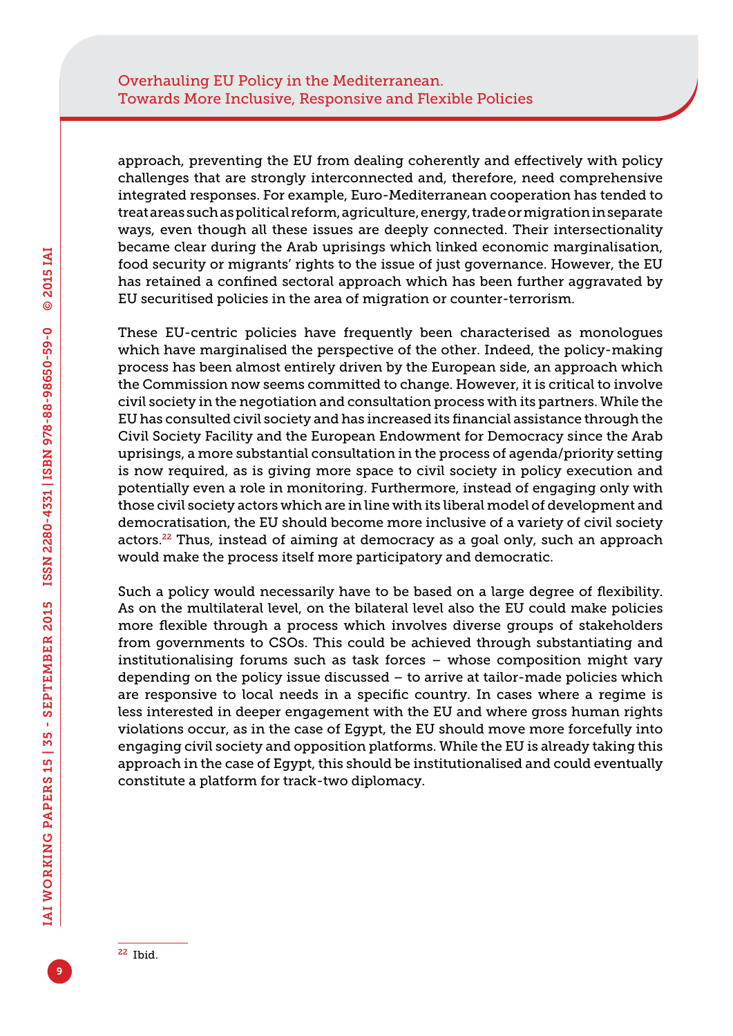approach, preventing the EU from dealing coherently and effectively with policy challenges that are strongly interconnected and, therefore, need comprehensive integrated responses. For example, Euro-Mediterranean cooperation has tended to treat areas such as political reform, agriculture, energy, trade or migration in separate ways, even though all these issues are deeply connected. Their intersectionality became clear during the Arab uprisings which linked economic marginalisation, food security or migrants' rights to the issue of just governance. However, the EU has retained a confined sectoral approach which has been further aggravated by EU securitised policies in the area of migration or counter-terrorism.

These EU-centric policies have frequently been characterised as monologues which have marginalised the perspective of the other. Indeed, the policy-making process has been almost entirely driven by the European side, an approach which the Commission now seems committed to change. However, it is critical to involve civil society in the negotiation and consultation process with its partners. While the EU has consulted civil society and has increased its financial assistance through the Civil Society Facility and the European Endowment for Democracy since the Arab uprisings, a more substantial consultation in the process of agenda/priority setting is now required, as is giving more space to civil society in policy execution and potentially even a role in monitoring. Furthermore, instead of engaging only with those civil society actors which are in line with its liberal model of development and democratisation, the EU should become more inclusive of a variety of civil society actors.[22] Thus, instead of aiming at democracy as a goal only, such an approach would make the process itself more participatory and democratic.

Such a policy would necessarily have to be based on a large degree of flexibility. As on the multilateral level, on the bilateral level also the EU could make policies more flexible through a process which involves diverse groups of stakeholders from governments to CSOs. This could be achieved through substantiating and institutionalising forums such as task forces – whose composition might vary depending on the policy issue discussed – to arrive at tailor-made policies which are responsive to local needs in a specific country. In cases where a regime is less interested in deeper engagement with the EU and where gross human rights violations occur, as in the case of Egypt, the EU should move more forcefully into engaging civil society and opposition platforms. While the EU is already taking this approach in the case of Egypt, this should be institutionalised and could eventually constitute a platform for track-two diplomacy.

---

[22] Ibid.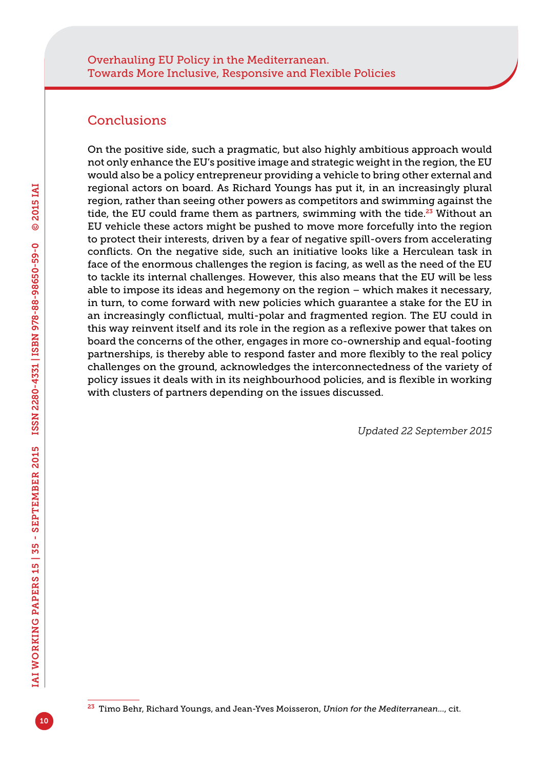## Conclusions

On the positive side, such a pragmatic, but also highly ambitious approach would not only enhance the EU's positive image and strategic weight in the region, the EU would also be a policy entrepreneur providing a vehicle to bring other external and regional actors on board. As Richard Youngs has put it, in an increasingly plural region, rather than seeing other powers as competitors and swimming against the tide, the EU could frame them as partners, swimming with the tide.[23] Without an EU vehicle these actors might be pushed to move more forcefully into the region to protect their interests, driven by a fear of negative spill-overs from accelerating conflicts. On the negative side, such an initiative looks like a Herculean task in face of the enormous challenges the region is facing, as well as the need of the EU to tackle its internal challenges. However, this also means that the EU will be less able to impose its ideas and hegemony on the region – which makes it necessary, in turn, to come forward with new policies which guarantee a stake for the EU in an increasingly conflictual, multi-polar and fragmented region. The EU could in this way reinvent itself and its role in the region as a reflexive power that takes on board the concerns of the other, engages in more co-ownership and equal-footing partnerships, is thereby able to respond faster and more flexibly to the real policy challenges on the ground, acknowledges the interconnectedness of the variety of policy issues it deals with in its neighbourhood policies, and is flexible in working with clusters of partners depending on the issues discussed.

*Updated 22 September 2015*

---

[23] Timo Behr, Richard Youngs, and Jean-Yves Moisseron, *Union for the Mediterranean*..., cit.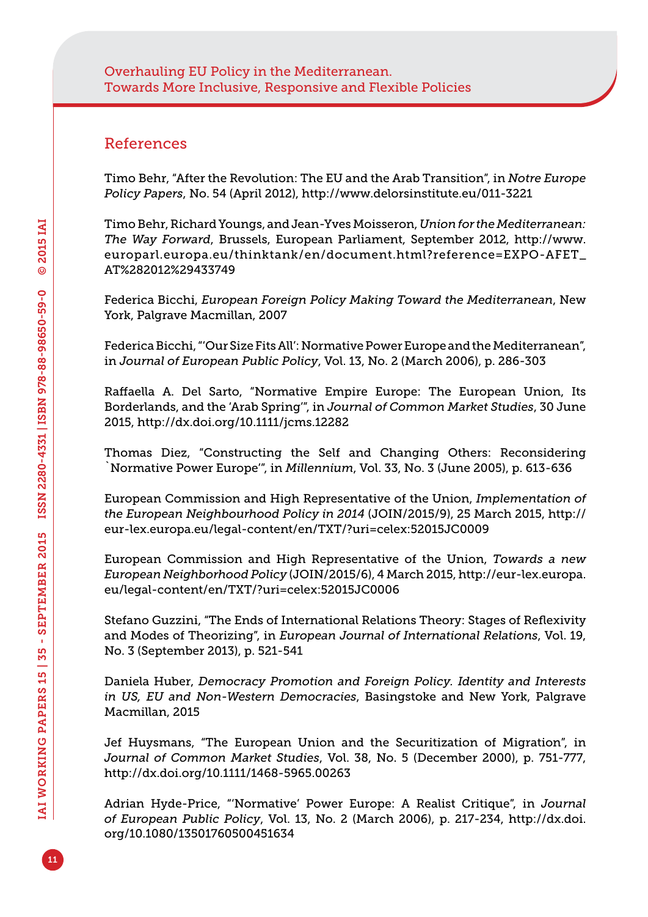## References

Timo Behr, "After the Revolution: The EU and the Arab Transition", in *Notre Europe Policy Papers*, No. 54 (April 2012), http://www.delorsinstitute.eu/011-3221

Timo Behr, Richard Youngs, and Jean-Yves Moisseron, *Union for the Mediterranean: The Way Forward*, Brussels, European Parliament, September 2012, http://www.europarl.europa.eu/thinktank/en/document.html?reference=EXPO-AFET_AT%282012%29433749

Federica Bicchi, *European Foreign Policy Making Toward the Mediterranean*, New York, Palgrave Macmillan, 2007

Federica Bicchi, "'Our Size Fits All': Normative Power Europe and the Mediterranean", in *Journal of European Public Policy*, Vol. 13, No. 2 (March 2006), p. 286-303

Raffaella A. Del Sarto, "Normative Empire Europe: The European Union, Its Borderlands, and the 'Arab Spring'", in *Journal of Common Market Studies*, 30 June 2015, http://dx.doi.org/10.1111/jcms.12282

Thomas Diez, "Constructing the Self and Changing Others: Reconsidering `Normative Power Europe'", in *Millennium*, Vol. 33, No. 3 (June 2005), p. 613-636

European Commission and High Representative of the Union, *Implementation of the European Neighbourhood Policy in 2014* (JOIN/2015/9), 25 March 2015, http://eur-lex.europa.eu/legal-content/en/TXT/?uri=celex:52015JC0009

European Commission and High Representative of the Union, *Towards a new European Neighborhood Policy* (JOIN/2015/6), 4 March 2015, http://eur-lex.europa.eu/legal-content/en/TXT/?uri=celex:52015JC0006

Stefano Guzzini, "The Ends of International Relations Theory: Stages of Reflexivity and Modes of Theorizing", in *European Journal of International Relations*, Vol. 19, No. 3 (September 2013), p. 521-541

Daniela Huber, *Democracy Promotion and Foreign Policy. Identity and Interests in US, EU and Non-Western Democracies*, Basingstoke and New York, Palgrave Macmillan, 2015

Jef Huysmans, "The European Union and the Securitization of Migration", in *Journal of Common Market Studies*, Vol. 38, No. 5 (December 2000), p. 751-777, http://dx.doi.org/10.1111/1468-5965.00263

Adrian Hyde-Price, "'Normative' Power Europe: A Realist Critique", in *Journal of European Public Policy*, Vol. 13, No. 2 (March 2006), p. 217-234, http://dx.doi.org/10.1080/13501760500451634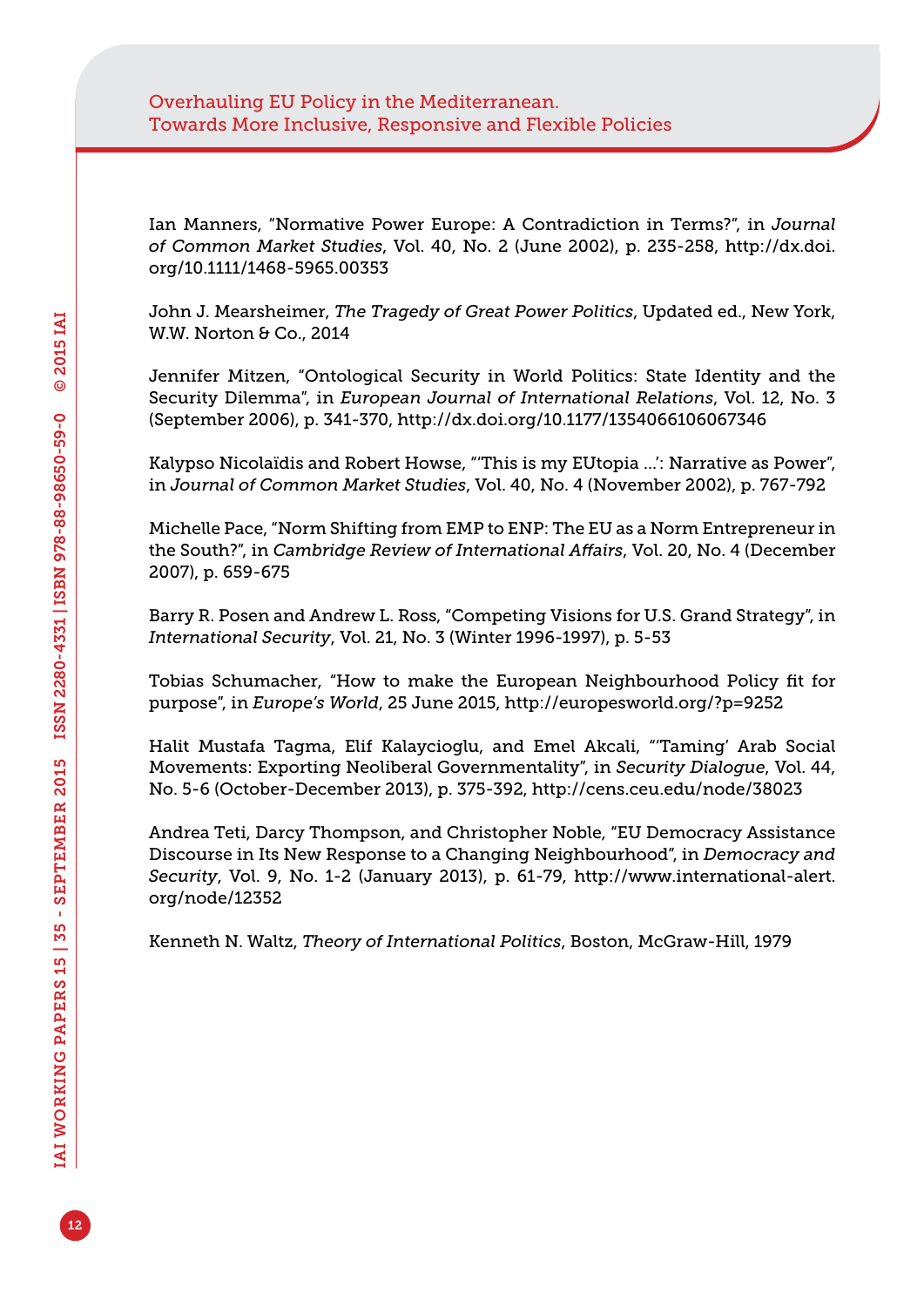Ian Manners, “Normative Power Europe: A Contradiction in Terms?”, in *Journal of Common Market Studies*, Vol. 40, No. 2 (June 2002), p. 235-258, http://dx.doi.org/10.1111/1468-5965.00353

John J. Mearsheimer, *The Tragedy of Great Power Politics*, Updated ed., New York, W.W. Norton & Co., 2014

Jennifer Mitzen, “Ontological Security in World Politics: State Identity and the Security Dilemma”, in *European Journal of International Relations*, Vol. 12, No. 3 (September 2006), p. 341-370, http://dx.doi.org/10.1177/1354066106067346

Kalypso Nicolaïdis and Robert Howse, “‘This is my EUtopia ...’: Narrative as Power”, in *Journal of Common Market Studies*, Vol. 40, No. 4 (November 2002), p. 767-792

Michelle Pace, “Norm Shifting from EMP to ENP: The EU as a Norm Entrepreneur in the South?”, in *Cambridge Review of International Affairs*, Vol. 20, No. 4 (December 2007), p. 659-675

Barry R. Posen and Andrew L. Ross, “Competing Visions for U.S. Grand Strategy”, in *International Security*, Vol. 21, No. 3 (Winter 1996-1997), p. 5-53

Tobias Schumacher, “How to make the European Neighbourhood Policy fit for purpose”, in *Europe's World*, 25 June 2015, http://europesworld.org/?p=9252

Halit Mustafa Tagma, Elif Kalaycioglu, and Emel Akcali, “‘Taming’ Arab Social Movements: Exporting Neoliberal Governmentality”, in *Security Dialogue*, Vol. 44, No. 5-6 (October-December 2013), p. 375-392, http://cens.ceu.edu/node/38023

Andrea Teti, Darcy Thompson, and Christopher Noble, “EU Democracy Assistance Discourse in Its New Response to a Changing Neighbourhood”, in *Democracy and Security*, Vol. 9, No. 1-2 (January 2013), p. 61-79, http://www.international-alert.org/node/12352

Kenneth N. Waltz, *Theory of International Politics*, Boston, McGraw-Hill, 1979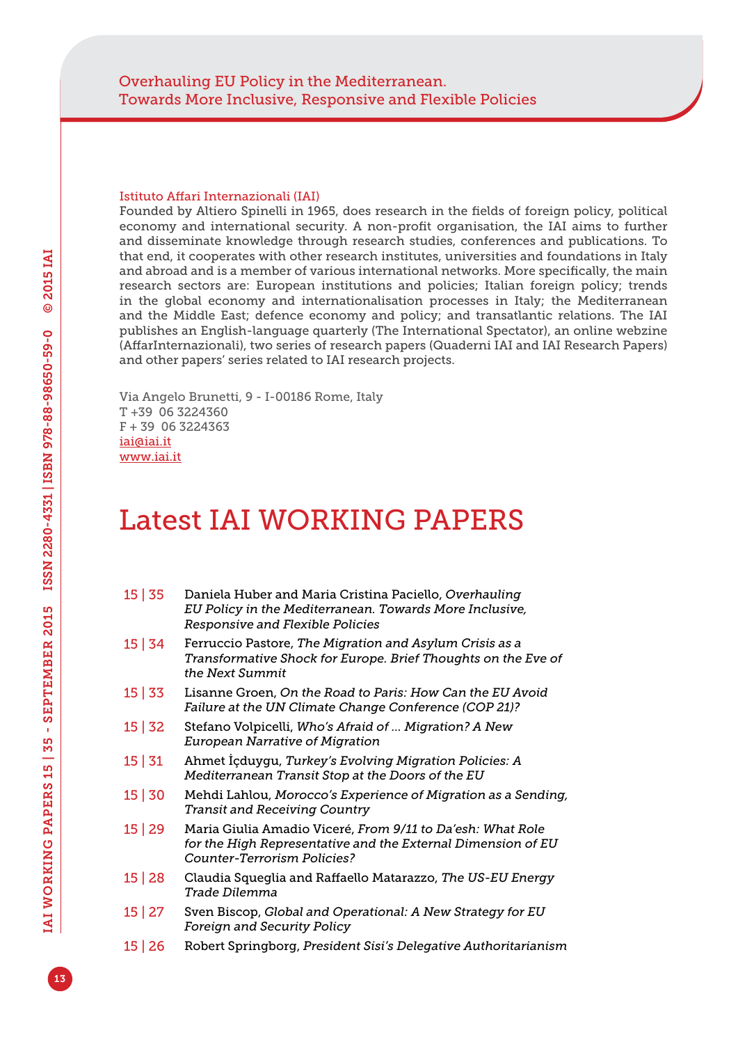Istituto Affari Internazionali (IAI)

Founded by Altiero Spinelli in 1965, does research in the fields of foreign policy, political economy and international security. A non-profit organisation, the IAI aims to further and disseminate knowledge through research studies, conferences and publications. To that end, it cooperates with other research institutes, universities and foundations in Italy and abroad and is a member of various international networks. More specifically, the main research sectors are: European institutions and policies; Italian foreign policy; trends in the global economy and internationalisation processes in Italy; the Mediterranean and the Middle East; defence economy and policy; and transatlantic relations. The IAI publishes an English-language quarterly (The International Spectator), an online webzine (AffarInternazionali), two series of research papers (Quaderni IAI and IAI Research Papers) and other papers' series related to IAI research projects.

Via Angelo Brunetti, 9 - I-00186 Rome, Italy
T +39 06 3224360
F + 39 06 3224363
iai@iai.it
www.iai.it

# Latest IAI WORKING PAPERS

| | |
|---|---|
| 15 \| 35 | Daniela Huber and Maria Cristina Paciello, *Overhauling EU Policy in the Mediterranean. Towards More Inclusive, Responsive and Flexible Policies* |
| 15 \| 34 | Ferruccio Pastore, *The Migration and Asylum Crisis as a Transformative Shock for Europe. Brief Thoughts on the Eve of the Next Summit* |
| 15 \| 33 | Lisanne Groen, *On the Road to Paris: How Can the EU Avoid Failure at the UN Climate Change Conference (COP 21)?* |
| 15 \| 32 | Stefano Volpicelli, *Who's Afraid of ... Migration? A New European Narrative of Migration* |
| 15 \| 31 | Ahmet İçduygu, *Turkey's Evolving Migration Policies: A Mediterranean Transit Stop at the Doors of the EU* |
| 15 \| 30 | Mehdi Lahlou, *Morocco's Experience of Migration as a Sending, Transit and Receiving Country* |
| 15 \| 29 | Maria Giulia Amadio Viceré, *From 9/11 to Da'esh: What Role for the High Representative and the External Dimension of EU Counter-Terrorism Policies?* |
| 15 \| 28 | Claudia Squeglia and Raffaello Matarazzo, *The US-EU Energy Trade Dilemma* |
| 15 \| 27 | Sven Biscop, *Global and Operational: A New Strategy for EU Foreign and Security Policy* |
| 15 \| 26 | Robert Springborg, *President Sisi's Delegative Authoritarianism* |